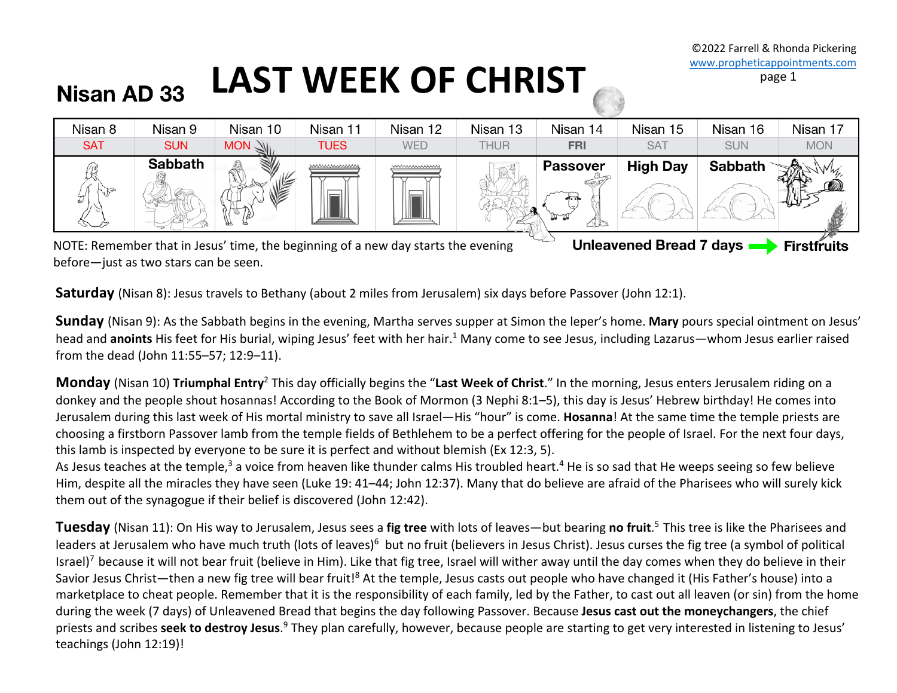©2022 Farrell & Rhonda Pickering
www.propheticappointments.com

# Nisan AD 33 LAST WEEK OF CHRIST

| Nisan 8 | Nisan 9 | Nisan 10 | Nisan 11 | Nisan 12 | Nisan 13 | Nisan 14 | Nisan 15 | Nisan 16 | Nisan 17 |
|---|---|---|---|---|---|---|---|---|---|
| SAT | SUN | MON | TUES | WED | THUR | FRI | SAT | SUN | MON |
| | Sabbath | | | | | Passover | High Day | Sabbath | |

NOTE: Remember that in Jesus' time, the beginning of a new day starts the evening before—just as two stars can be seen.

**Unleavened Bread 7 days** → **Firstfruits**

**Saturday** (Nisan 8): Jesus travels to Bethany (about 2 miles from Jerusalem) six days before Passover (John 12:1).

**Sunday** (Nisan 9): As the Sabbath begins in the evening, Martha serves supper at Simon the leper's home. **Mary** pours special ointment on Jesus' head and **anoints** His feet for His burial, wiping Jesus' feet with her hair.[1] Many come to see Jesus, including Lazarus—whom Jesus earlier raised from the dead (John 11:55–57; 12:9–11).

**Monday** (Nisan 10) **Triumphal Entry**[2] This day officially begins the "**Last Week of Christ**." In the morning, Jesus enters Jerusalem riding on a donkey and the people shout hosannas! According to the Book of Mormon (3 Nephi 8:1–5), this day is Jesus' Hebrew birthday! He comes into Jerusalem during this last week of His mortal ministry to save all Israel—His "hour" is come. **Hosanna**! At the same time the temple priests are choosing a firstborn Passover lamb from the temple fields of Bethlehem to be a perfect offering for the people of Israel. For the next four days, this lamb is inspected by everyone to be sure it is perfect and without blemish (Ex 12:3, 5).
As Jesus teaches at the temple,[3] a voice from heaven like thunder calms His troubled heart.[4] He is so sad that He weeps seeing so few believe Him, despite all the miracles they have seen (Luke 19: 41–44; John 12:37). Many that do believe are afraid of the Pharisees who will surely kick them out of the synagogue if their belief is discovered (John 12:42).

**Tuesday** (Nisan 11): On His way to Jerusalem, Jesus sees a **fig tree** with lots of leaves—but bearing **no fruit**.[5] This tree is like the Pharisees and leaders at Jerusalem who have much truth (lots of leaves)[6] but no fruit (believers in Jesus Christ). Jesus curses the fig tree (a symbol of political Israel)[7] because it will not bear fruit (believe in Him). Like that fig tree, Israel will wither away until the day comes when they do believe in their Savior Jesus Christ—then a new fig tree will bear fruit![8] At the temple, Jesus casts out people who have changed it (His Father's house) into a marketplace to cheat people. Remember that it is the responsibility of each family, led by the Father, to cast out all leaven (or sin) from the home during the week (7 days) of Unleavened Bread that begins the day following Passover. Because **Jesus cast out the moneychangers**, the chief priests and scribes **seek to destroy Jesus**.[9] They plan carefully, however, because people are starting to get very interested in listening to Jesus' teachings (John 12:19)!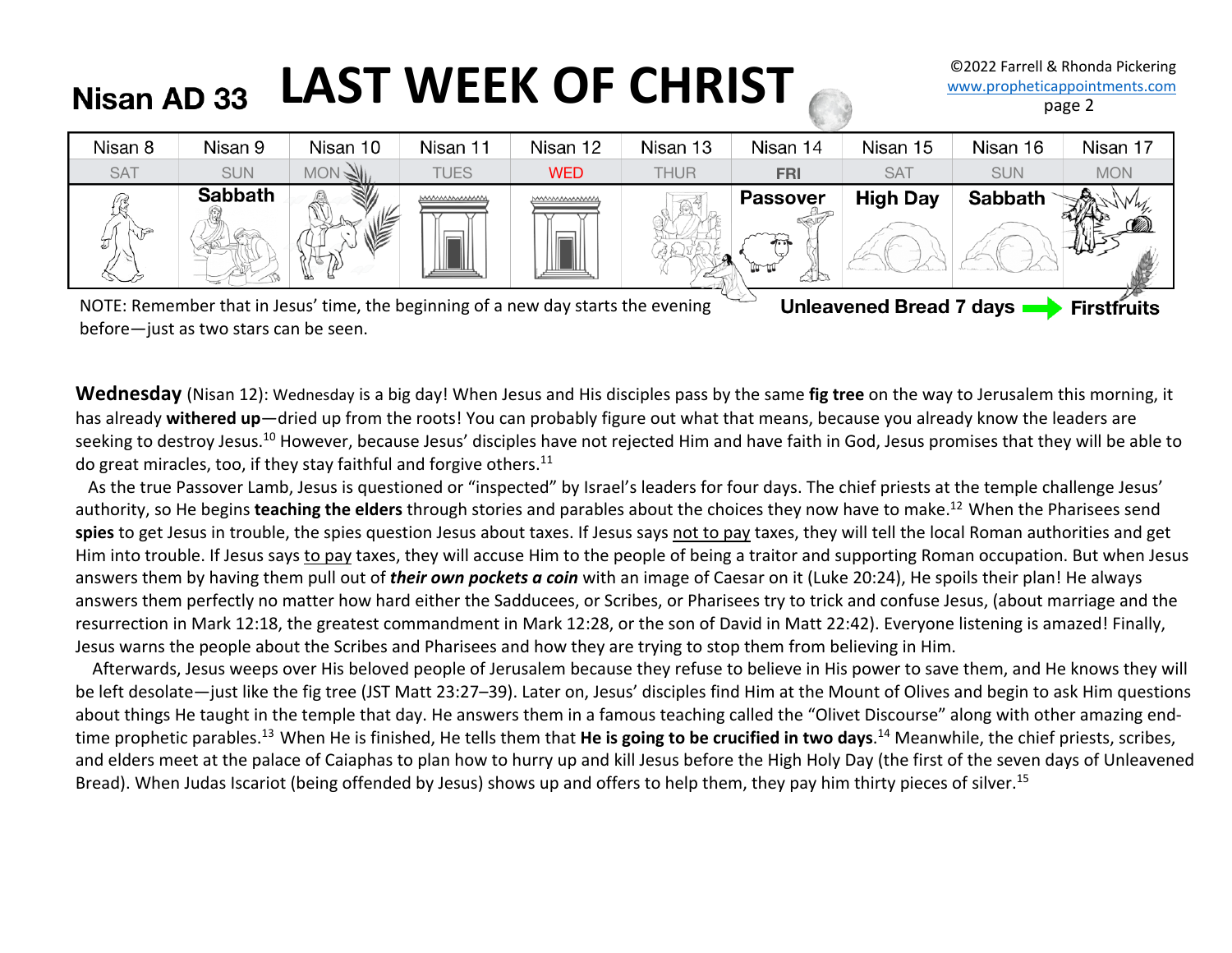# Nisan AD 33 LAST WEEK OF CHRIST

©2022 Farrell & Rhonda Pickering
www.propheticappointments.com

| Nisan 8 | Nisan 9 | Nisan 10 | Nisan 11 | Nisan 12 | Nisan 13 | Nisan 14 | Nisan 15 | Nisan 16 | Nisan 17 |
|---|---|---|---|---|---|---|---|---|---|
| SAT | SUN | MON | TUES | WED | THUR | FRI | SAT | SUN | MON |
| | Sabbath | | | | | Passover | High Day | Sabbath | |

NOTE: Remember that in Jesus' time, the beginning of a new day starts the evening before—just as two stars can be seen.

**Unleavened Bread 7 days** → **Firstfruits**

**Wednesday** (Nisan 12): Wednesday is a big day! When Jesus and His disciples pass by the same **fig tree** on the way to Jerusalem this morning, it has already **withered up**—dried up from the roots! You can probably figure out what that means, because you already know the leaders are seeking to destroy Jesus.[10] However, because Jesus' disciples have not rejected Him and have faith in God, Jesus promises that they will be able to do great miracles, too, if they stay faithful and forgive others.[11]

As the true Passover Lamb, Jesus is questioned or "inspected" by Israel's leaders for four days. The chief priests at the temple challenge Jesus' authority, so He begins **teaching the elders** through stories and parables about the choices they now have to make.[12] When the Pharisees send **spies** to get Jesus in trouble, the spies question Jesus about taxes. If Jesus says not to pay taxes, they will tell the local Roman authorities and get Him into trouble. If Jesus says to pay taxes, they will accuse Him to the people of being a traitor and supporting Roman occupation. But when Jesus answers them by having them pull out of ***their own pockets a coin*** with an image of Caesar on it (Luke 20:24), He spoils their plan! He always answers them perfectly no matter how hard either the Sadducees, or Scribes, or Pharisees try to trick and confuse Jesus, (about marriage and the resurrection in Mark 12:18, the greatest commandment in Mark 12:28, or the son of David in Matt 22:42). Everyone listening is amazed! Finally, Jesus warns the people about the Scribes and Pharisees and how they are trying to stop them from believing in Him.

Afterwards, Jesus weeps over His beloved people of Jerusalem because they refuse to believe in His power to save them, and He knows they will be left desolate—just like the fig tree (JST Matt 23:27–39). Later on, Jesus' disciples find Him at the Mount of Olives and begin to ask Him questions about things He taught in the temple that day. He answers them in a famous teaching called the "Olivet Discourse" along with other amazing end-time prophetic parables.[13] When He is finished, He tells them that **He is going to be crucified in two days**.[14] Meanwhile, the chief priests, scribes, and elders meet at the palace of Caiaphas to plan how to hurry up and kill Jesus before the High Holy Day (the first of the seven days of Unleavened Bread). When Judas Iscariot (being offended by Jesus) shows up and offers to help them, they pay him thirty pieces of silver.[15]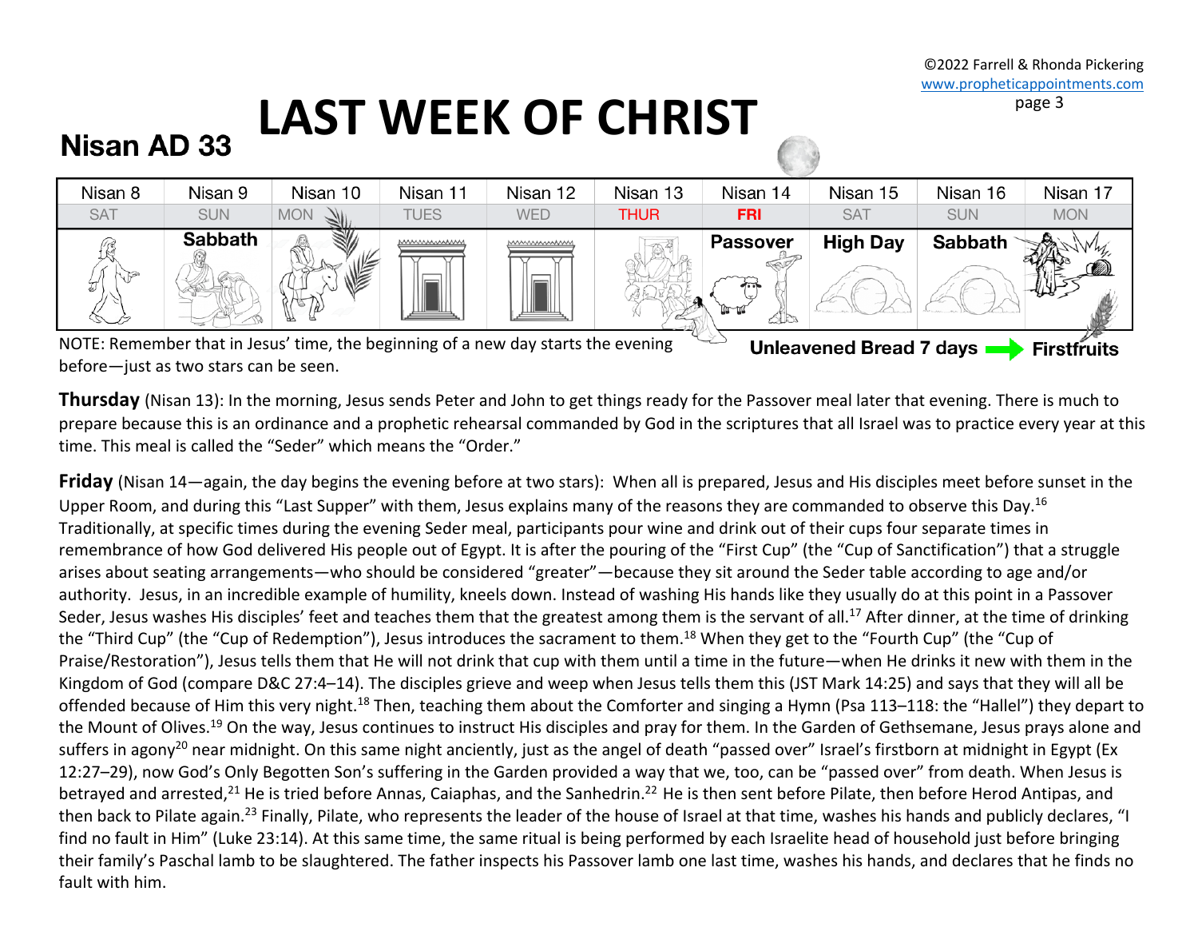©2022 Farrell & Rhonda Pickering
www.propheticappointments.com

# LAST WEEK OF CHRIST

## Nisan AD 33

| Nisan 8 | Nisan 9 | Nisan 10 | Nisan 11 | Nisan 12 | Nisan 13 | Nisan 14 | Nisan 15 | Nisan 16 | Nisan 17 |
|---|---|---|---|---|---|---|---|---|---|
| SAT | SUN | MON | TUES | WED | THUR | FRI | SAT | SUN | MON |
| | Sabbath | | | | | Passover | High Day | Sabbath | |

NOTE: Remember that in Jesus' time, the beginning of a new day starts the evening before—just as two stars can be seen.

**Unleavened Bread 7 days → Firstfruits**

**Thursday** (Nisan 13): In the morning, Jesus sends Peter and John to get things ready for the Passover meal later that evening. There is much to prepare because this is an ordinance and a prophetic rehearsal commanded by God in the scriptures that all Israel was to practice every year at this time. This meal is called the "Seder" which means the "Order."

**Friday** (Nisan 14—again, the day begins the evening before at two stars): When all is prepared, Jesus and His disciples meet before sunset in the Upper Room, and during this "Last Supper" with them, Jesus explains many of the reasons they are commanded to observe this Day.[16] Traditionally, at specific times during the evening Seder meal, participants pour wine and drink out of their cups four separate times in remembrance of how God delivered His people out of Egypt. It is after the pouring of the "First Cup" (the "Cup of Sanctification") that a struggle arises about seating arrangements—who should be considered "greater"—because they sit around the Seder table according to age and/or authority. Jesus, in an incredible example of humility, kneels down. Instead of washing His hands like they usually do at this point in a Passover Seder, Jesus washes His disciples' feet and teaches them that the greatest among them is the servant of all.[17] After dinner, at the time of drinking the "Third Cup" (the "Cup of Redemption"), Jesus introduces the sacrament to them.[18] When they get to the "Fourth Cup" (the "Cup of Praise/Restoration"), Jesus tells them that He will not drink that cup with them until a time in the future—when He drinks it new with them in the Kingdom of God (compare D&C 27:4–14). The disciples grieve and weep when Jesus tells them this (JST Mark 14:25) and says that they will all be offended because of Him this very night.[18] Then, teaching them about the Comforter and singing a Hymn (Psa 113–118: the "Hallel") they depart to the Mount of Olives.[19] On the way, Jesus continues to instruct His disciples and pray for them. In the Garden of Gethsemane, Jesus prays alone and suffers in agony[20] near midnight. On this same night anciently, just as the angel of death "passed over" Israel's firstborn at midnight in Egypt (Ex 12:27–29), now God's Only Begotten Son's suffering in the Garden provided a way that we, too, can be "passed over" from death. When Jesus is betrayed and arrested,[21] He is tried before Annas, Caiaphas, and the Sanhedrin.[22] He is then sent before Pilate, then before Herod Antipas, and then back to Pilate again.[23] Finally, Pilate, who represents the leader of the house of Israel at that time, washes his hands and publicly declares, "I find no fault in Him" (Luke 23:14). At this same time, the same ritual is being performed by each Israelite head of household just before bringing their family's Paschal lamb to be slaughtered. The father inspects his Passover lamb one last time, washes his hands, and declares that he finds no fault with him.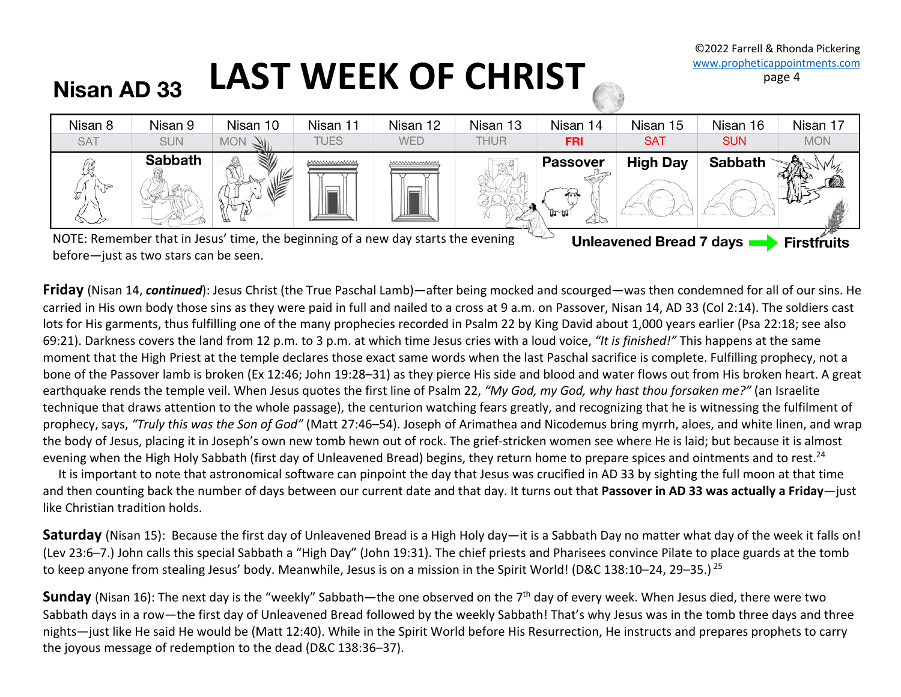# Nisan AD 33 LAST WEEK OF CHRIST

©2022 Farrell & Rhonda Pickering
www.propheticappointments.com

| Nisan 8 | Nisan 9 | Nisan 10 | Nisan 11 | Nisan 12 | Nisan 13 | Nisan 14 | Nisan 15 | Nisan 16 | Nisan 17 |
|---|---|---|---|---|---|---|---|---|---|
| SAT | SUN | MON | TUES | WED | THUR | FRI | SAT | SUN | MON |
| | Sabbath | | | | | Passover | High Day | Sabbath | |

NOTE: Remember that in Jesus' time, the beginning of a new day starts the evening before—just as two stars can be seen.

**Unleavened Bread 7 days → Firstfruits**

**Friday** (Nisan 14, ***continued***): Jesus Christ (the True Paschal Lamb)—after being mocked and scourged—was then condemned for all of our sins. He carried in His own body those sins as they were paid in full and nailed to a cross at 9 a.m. on Passover, Nisan 14, AD 33 (Col 2:14). The soldiers cast lots for His garments, thus fulfilling one of the many prophecies recorded in Psalm 22 by King David about 1,000 years earlier (Psa 22:18; see also 69:21). Darkness covers the land from 12 p.m. to 3 p.m. at which time Jesus cries with a loud voice, *"It is finished!"* This happens at the same moment that the High Priest at the temple declares those exact same words when the last Paschal sacrifice is complete. Fulfilling prophecy, not a bone of the Passover lamb is broken (Ex 12:46; John 19:28–31) as they pierce His side and blood and water flows out from His broken heart. A great earthquake rends the temple veil. When Jesus quotes the first line of Psalm 22, *"My God, my God, why hast thou forsaken me?"* (an Israelite technique that draws attention to the whole passage), the centurion watching fears greatly, and recognizing that he is witnessing the fulfilment of prophecy, says, *"Truly this was the Son of God"* (Matt 27:46–54). Joseph of Arimathea and Nicodemus bring myrrh, aloes, and white linen, and wrap the body of Jesus, placing it in Joseph's own new tomb hewn out of rock. The grief-stricken women see where He is laid; but because it is almost evening when the High Holy Sabbath (first day of Unleavened Bread) begins, they return home to prepare spices and ointments and to rest.[24]

It is important to note that astronomical software can pinpoint the day that Jesus was crucified in AD 33 by sighting the full moon at that time and then counting back the number of days between our current date and that day. It turns out that **Passover in AD 33 was actually a Friday**—just like Christian tradition holds.

**Saturday** (Nisan 15): Because the first day of Unleavened Bread is a High Holy day—it is a Sabbath Day no matter what day of the week it falls on! (Lev 23:6–7.) John calls this special Sabbath a "High Day" (John 19:31). The chief priests and Pharisees convince Pilate to place guards at the tomb to keep anyone from stealing Jesus' body. Meanwhile, Jesus is on a mission in the Spirit World! (D&C 138:10–24, 29–35.)[25]

**Sunday** (Nisan 16): The next day is the "weekly" Sabbath—the one observed on the 7th day of every week. When Jesus died, there were two Sabbath days in a row—the first day of Unleavened Bread followed by the weekly Sabbath! That's why Jesus was in the tomb three days and three nights—just like He said He would be (Matt 12:40). While in the Spirit World before His Resurrection, He instructs and prepares prophets to carry the joyous message of redemption to the dead (D&C 138:36–37).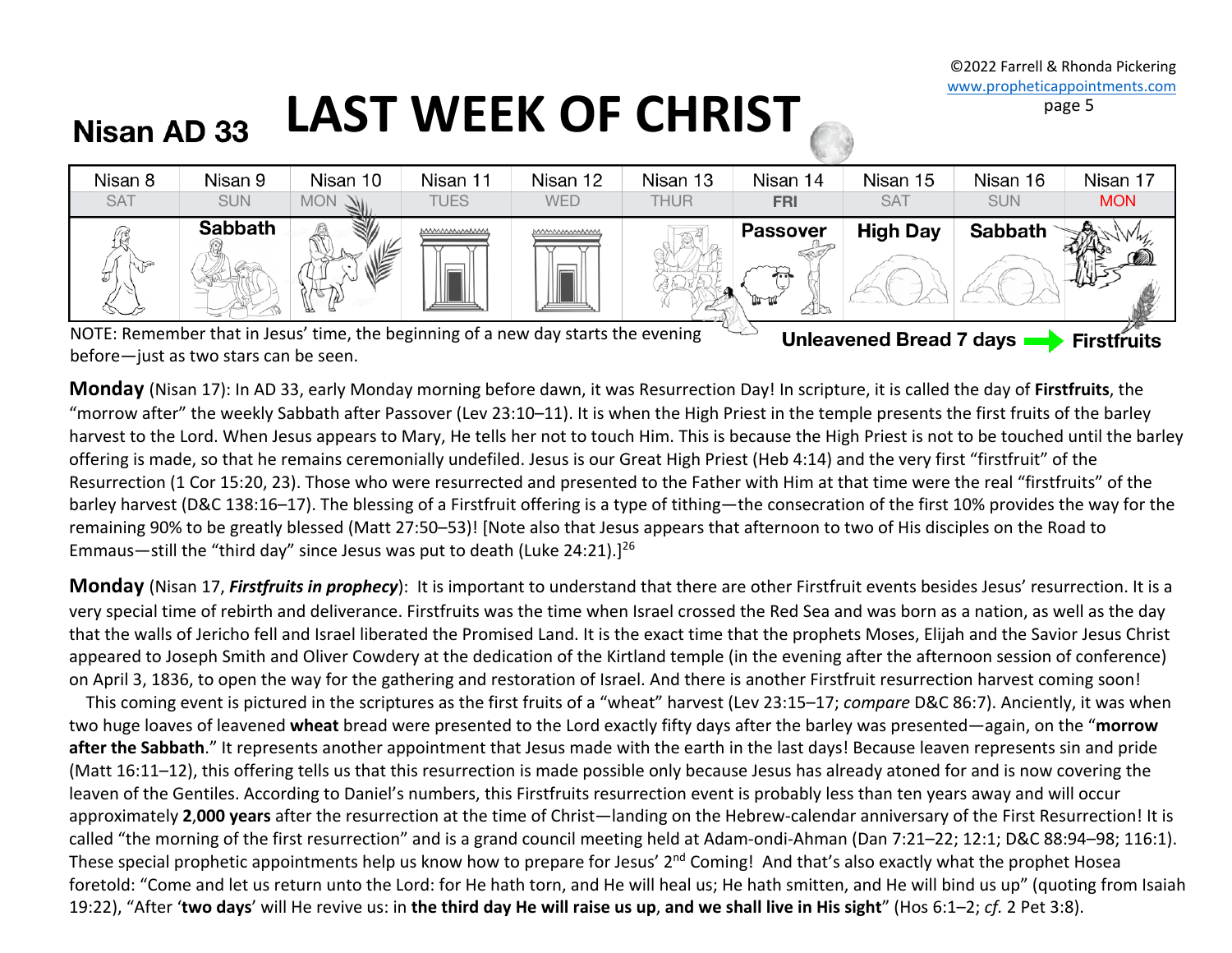# Nisan AD 33 LAST WEEK OF CHRIST

| Nisan 8 | Nisan 9 | Nisan 10 | Nisan 11 | Nisan 12 | Nisan 13 | Nisan 14 | Nisan 15 | Nisan 16 | Nisan 17 |
|---|---|---|---|---|---|---|---|---|---|
| SAT | SUN | MON | TUES | WED | THUR | FRI | SAT | SUN | MON |
| | Sabbath | | | | | Passover | High Day | Sabbath | |

NOTE: Remember that in Jesus' time, the beginning of a new day starts the evening before—just as two stars can be seen.

**Unleavened Bread 7 days → Firstfruits**

**Monday** (Nisan 17): In AD 33, early Monday morning before dawn, it was Resurrection Day! In scripture, it is called the day of **Firstfruits**, the "morrow after" the weekly Sabbath after Passover (Lev 23:10–11). It is when the High Priest in the temple presents the first fruits of the barley harvest to the Lord. When Jesus appears to Mary, He tells her not to touch Him. This is because the High Priest is not to be touched until the barley offering is made, so that he remains ceremonially undefiled. Jesus is our Great High Priest (Heb 4:14) and the very first "firstfruit" of the Resurrection (1 Cor 15:20, 23). Those who were resurrected and presented to the Father with Him at that time were the real "firstfruits" of the barley harvest (D&C 138:16–17). The blessing of a Firstfruit offering is a type of tithing—the consecration of the first 10% provides the way for the remaining 90% to be greatly blessed (Matt 27:50–53)! [Note also that Jesus appears that afternoon to two of His disciples on the Road to Emmaus—still the "third day" since Jesus was put to death (Luke 24:21).][26]

**Monday** (Nisan 17, ***Firstfruits in prophecy***): It is important to understand that there are other Firstfruit events besides Jesus' resurrection. It is a very special time of rebirth and deliverance. Firstfruits was the time when Israel crossed the Red Sea and was born as a nation, as well as the day that the walls of Jericho fell and Israel liberated the Promised Land. It is the exact time that the prophets Moses, Elijah and the Savior Jesus Christ appeared to Joseph Smith and Oliver Cowdery at the dedication of the Kirtland temple (in the evening after the afternoon session of conference) on April 3, 1836, to open the way for the gathering and restoration of Israel. And there is another Firstfruit resurrection harvest coming soon!

This coming event is pictured in the scriptures as the first fruits of a "wheat" harvest (Lev 23:15–17; *compare* D&C 86:7). Anciently, it was when two huge loaves of leavened **wheat** bread were presented to the Lord exactly fifty days after the barley was presented—again, on the "**morrow after the Sabbath**." It represents another appointment that Jesus made with the earth in the last days! Because leaven represents sin and pride (Matt 16:11–12), this offering tells us that this resurrection is made possible only because Jesus has already atoned for and is now covering the leaven of the Gentiles. According to Daniel's numbers, this Firstfruits resurrection event is probably less than ten years away and will occur approximately **2,000 years** after the resurrection at the time of Christ—landing on the Hebrew-calendar anniversary of the First Resurrection! It is called "the morning of the first resurrection" and is a grand council meeting held at Adam-ondi-Ahman (Dan 7:21–22; 12:1; D&C 88:94–98; 116:1). These special prophetic appointments help us know how to prepare for Jesus' 2nd Coming! And that's also exactly what the prophet Hosea foretold: "Come and let us return unto the Lord: for He hath torn, and He will heal us; He hath smitten, and He will bind us up" (quoting from Isaiah 19:22), "After '**two days**' will He revive us: in **the third day He will raise us up**, **and we shall live in His sight**" (Hos 6:1–2; *cf.* 2 Pet 3:8).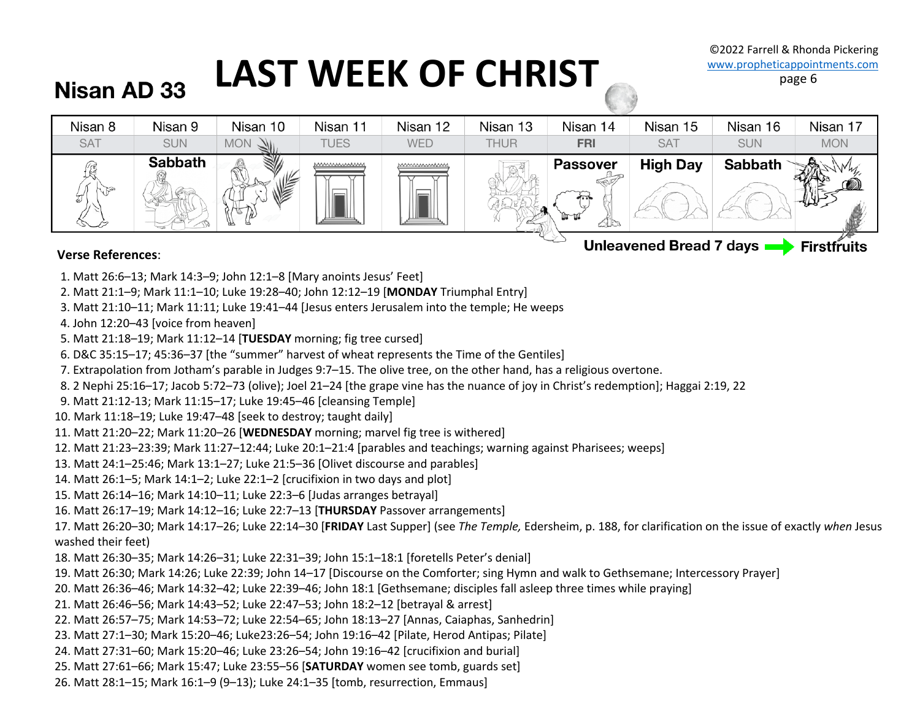# LAST WEEK OF CHRIST

## Nisan AD 33

©2022 Farrell & Rhonda Pickering
www.propheticappointments.com

| Nisan 8 | Nisan 9 | Nisan 10 | Nisan 11 | Nisan 12 | Nisan 13 | Nisan 14 | Nisan 15 | Nisan 16 | Nisan 17 |
|---|---|---|---|---|---|---|---|---|---|
| SAT | SUN | MON | TUES | WED | THUR | **FRI** | SAT | SUN | MON |
| | **Sabbath** | | | | | **Passover** | **High Day** | **Sabbath** | |

**Unleavened Bread 7 days** → **Firstfruits**

**Verse References**:

1. Matt 26:6–13; Mark 14:3–9; John 12:1–8 [Mary anoints Jesus' Feet]
2. Matt 21:1–9; Mark 11:1–10; Luke 19:28–40; John 12:12–19 [**MONDAY** Triumphal Entry]
3. Matt 21:10–11; Mark 11:11; Luke 19:41–44 [Jesus enters Jerusalem into the temple; He weeps
4. John 12:20–43 [voice from heaven]
5. Matt 21:18–19; Mark 11:12–14 [**TUESDAY** morning; fig tree cursed]
6. D&C 35:15–17; 45:36–37 [the "summer" harvest of wheat represents the Time of the Gentiles]
7. Extrapolation from Jotham's parable in Judges 9:7–15. The olive tree, on the other hand, has a religious overtone.
8. 2 Nephi 25:16–17; Jacob 5:72–73 (olive); Joel 21–24 [the grape vine has the nuance of joy in Christ's redemption]; Haggai 2:19, 22
9. Matt 21:12-13; Mark 11:15–17; Luke 19:45–46 [cleansing Temple]
10. Mark 11:18–19; Luke 19:47–48 [seek to destroy; taught daily]
11. Matt 21:20–22; Mark 11:20–26 [**WEDNESDAY** morning; marvel fig tree is withered]
12. Matt 21:23–23:39; Mark 11:27–12:44; Luke 20:1–21:4 [parables and teachings; warning against Pharisees; weeps]
13. Matt 24:1–25:46; Mark 13:1–27; Luke 21:5–36 [Olivet discourse and parables]
14. Matt 26:1–5; Mark 14:1–2; Luke 22:1–2 [crucifixion in two days and plot]
15. Matt 26:14–16; Mark 14:10–11; Luke 22:3–6 [Judas arranges betrayal]
16. Matt 26:17–19; Mark 14:12–16; Luke 22:7–13 [**THURSDAY** Passover arrangements]
17. Matt 26:20–30; Mark 14:17–26; Luke 22:14–30 [**FRIDAY** Last Supper] (see *The Temple,* Edersheim, p. 188, for clarification on the issue of exactly *when* Jesus washed their feet)
18. Matt 26:30–35; Mark 14:26–31; Luke 22:31–39; John 15:1–18:1 [foretells Peter's denial]
19. Matt 26:30; Mark 14:26; Luke 22:39; John 14–17 [Discourse on the Comforter; sing Hymn and walk to Gethsemane; Intercessory Prayer]
20. Matt 26:36–46; Mark 14:32–42; Luke 22:39–46; John 18:1 [Gethsemane; disciples fall asleep three times while praying]
21. Matt 26:46–56; Mark 14:43–52; Luke 22:47–53; John 18:2–12 [betrayal & arrest]
22. Matt 26:57–75; Mark 14:53–72; Luke 22:54–65; John 18:13–27 [Annas, Caiaphas, Sanhedrin]
23. Matt 27:1–30; Mark 15:20–46; Luke23:26–54; John 19:16–42 [Pilate, Herod Antipas; Pilate]
24. Matt 27:31–60; Mark 15:20–46; Luke 23:26–54; John 19:16–42 [crucifixion and burial]
25. Matt 27:61–66; Mark 15:47; Luke 23:55–56 [**SATURDAY** women see tomb, guards set]
26. Matt 28:1–15; Mark 16:1–9 (9–13); Luke 24:1–35 [tomb, resurrection, Emmaus]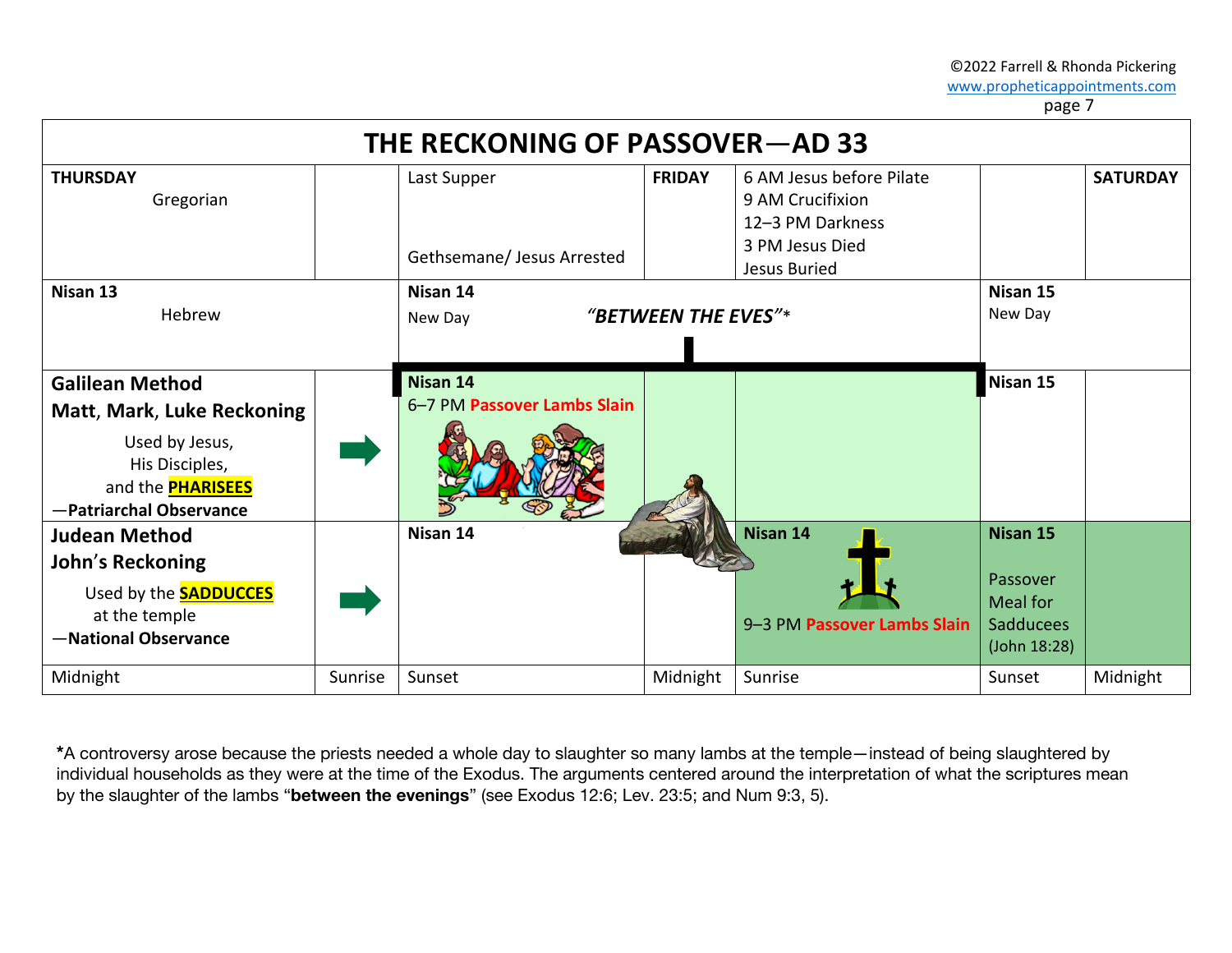©2022 Farrell & Rhonda Pickering
www.propheticappointments.com

# THE RECKONING OF PASSOVER—AD 33

| | | | | | | |
|---|---|---|---|---|---|---|
| **THURSDAY** Gregorian | | Last Supper<br><br>Gethsemane/ Jesus Arrested | **FRIDAY** | 6 AM Jesus before Pilate<br>9 AM Crucifixion<br>12–3 PM Darkness<br>3 PM Jesus Died<br>Jesus Buried | | **SATURDAY** |
| **Nisan 13** Hebrew | | **Nisan 14** New Day | ***"BETWEEN THE EVES"**** | | **Nisan 15** New Day | |
| **Galilean Method**<br>**Matt, Mark, Luke Reckoning**<br>Used by Jesus, His Disciples, and the **PHARISEES**<br>—**Patriarchal Observance** | ➡ | **Nisan 14**<br>6–7 PM **Passover Lambs Slain** | | | **Nisan 15** | |
| **Judean Method**<br>**John's Reckoning**<br>Used by the **SADDUCCES** at the temple<br>—**National Observance** | ➡ | **Nisan 14** | | **Nisan 14**<br><br>9–3 PM **Passover Lambs Slain** | **Nisan 15**<br><br>Passover Meal for Sadducees (John 18:28) | |
| Midnight | Sunrise | Sunset | Midnight | Sunrise | Sunset | Midnight |

***A controversy arose because the priests needed a whole day to slaughter so many lambs at the temple—instead of being slaughtered by individual households as they were at the time of the Exodus. The arguments centered around the interpretation of what the scriptures mean by the slaughter of the lambs "**between the evenings**" (see Exodus 12:6; Lev. 23:5; and Num 9:3, 5).